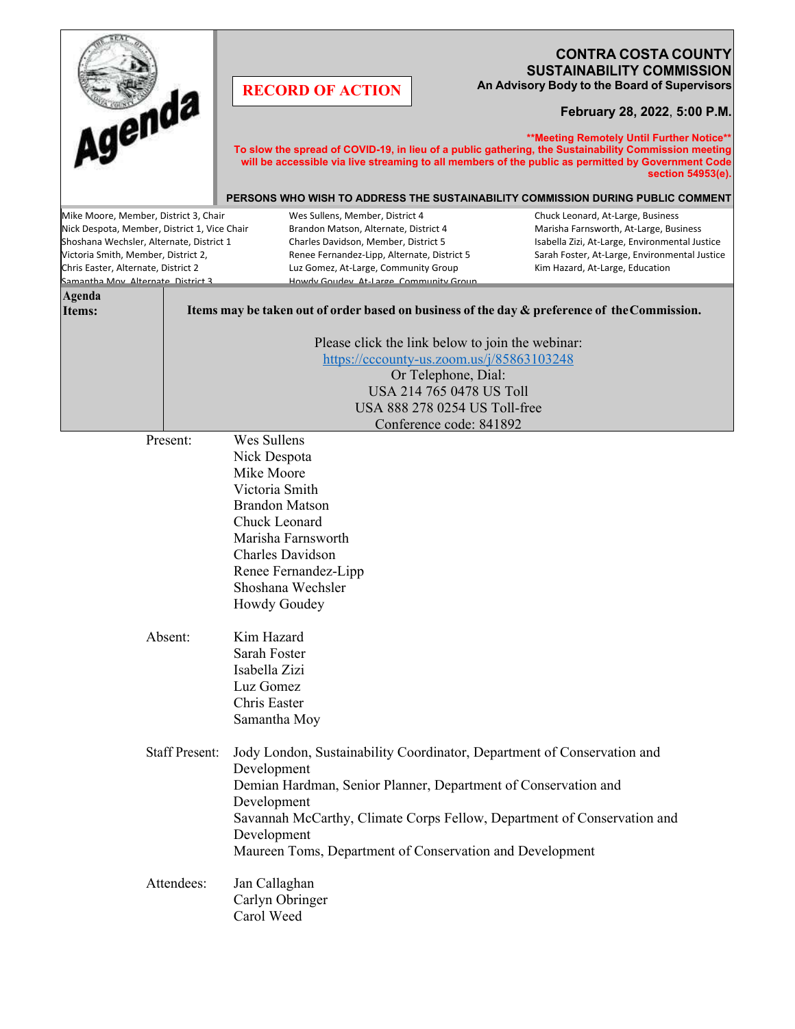Agenda

**RECORD OF ACTION**

# CONTRA COSTA COUNTY SUSTAINABILITY COMMISSION

**An Advisory Body to the Board of Supervisors**

**February 28, 2022, 5:00 P.M.**

****Meeting Remotely Until Further Notice****
**To slow the spread of COVID-19, in lieu of a public gathering, the Sustainability Commission meeting will be accessible via live streaming to all members of the public as permitted by Government Code section 54953(e).**

**PERSONS WHO WISH TO ADDRESS THE SUSTAINABILITY COMMISSION DURING PUBLIC COMMENT**

Mike Moore, Member, District 3, Chair
Nick Despota, Member, District 1, Vice Chair
Shoshana Wechsler, Alternate, District 1
Victoria Smith, Member, District 2,
Chris Easter, Alternate, District 2
Samantha Moy, Alternate, District 3
Wes Sullens, Member, District 4
Brandon Matson, Alternate, District 4
Charles Davidson, Member, District 5
Renee Fernandez-Lipp, Alternate, District 5
Luz Gomez, At-Large, Community Group
Howdy Goudey, At-Large, Community Group
Chuck Leonard, At-Large, Business
Marisha Farnsworth, At-Large, Business
Isabella Zizi, At-Large, Environmental Justice
Sarah Foster, At-Large, Environmental Justice
Kim Hazard, At-Large, Education

**Agenda Items:**

**Items may be taken out of order based on business of the day & preference of the Commission.**

Please click the link below to join the webinar:
https://cccounty-us.zoom.us/j/85863103248
Or Telephone, Dial:
USA 214 765 0478 US Toll
USA 888 278 0254 US Toll-free
Conference code: 841892

Present:
Wes Sullens
Nick Despota
Mike Moore
Victoria Smith
Brandon Matson
Chuck Leonard
Marisha Farnsworth
Charles Davidson
Renee Fernandez-Lipp
Shoshana Wechsler
Howdy Goudey

Absent:
Kim Hazard
Sarah Foster
Isabella Zizi
Luz Gomez
Chris Easter
Samantha Moy

Staff Present:
Jody London, Sustainability Coordinator, Department of Conservation and Development
Demian Hardman, Senior Planner, Department of Conservation and Development
Savannah McCarthy, Climate Corps Fellow, Department of Conservation and Development
Maureen Toms, Department of Conservation and Development

Attendees:
Jan Callaghan
Carlyn Obringer
Carol Weed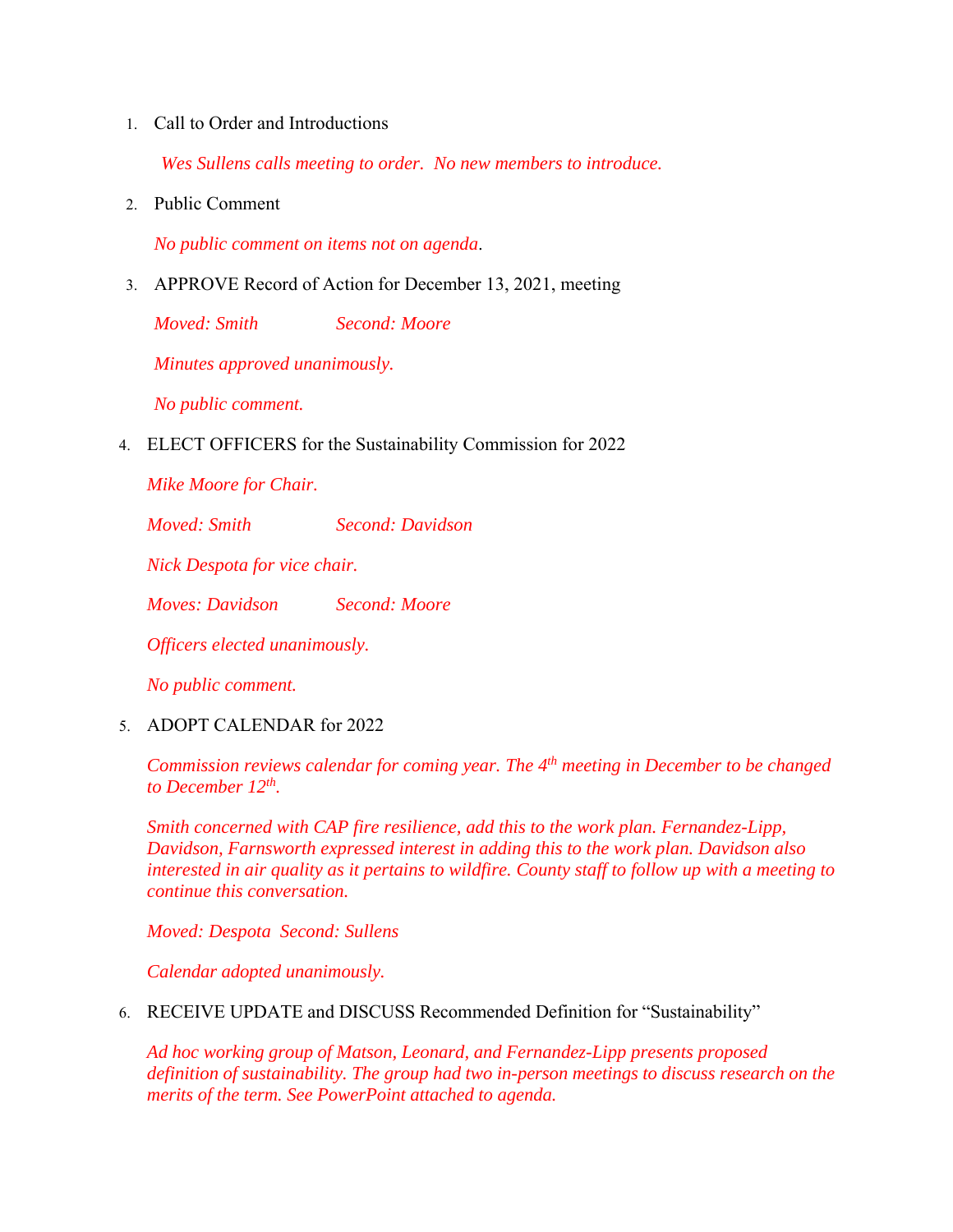1. Call to Order and Introductions

   *Wes Sullens calls meeting to order. No new members to introduce.*

2. Public Comment

   *No public comment on items not on agenda.*

3. APPROVE Record of Action for December 13, 2021, meeting

   *Moved: Smith Second: Moore*

   *Minutes approved unanimously.*

   *No public comment.*

4. ELECT OFFICERS for the Sustainability Commission for 2022

   *Mike Moore for Chair.*

   *Moved: Smith Second: Davidson*

   *Nick Despota for vice chair.*

   *Moves: Davidson Second: Moore*

   *Officers elected unanimously.*

   *No public comment.*

5. ADOPT CALENDAR for 2022

   *Commission reviews calendar for coming year. The 4th meeting in December to be changed to December 12th.*

   *Smith concerned with CAP fire resilience, add this to the work plan. Fernandez-Lipp, Davidson, Farnsworth expressed interest in adding this to the work plan. Davidson also interested in air quality as it pertains to wildfire. County staff to follow up with a meeting to continue this conversation.*

   *Moved: Despota Second: Sullens*

   *Calendar adopted unanimously.*

6. RECEIVE UPDATE and DISCUSS Recommended Definition for "Sustainability"

   *Ad hoc working group of Matson, Leonard, and Fernandez-Lipp presents proposed definition of sustainability. The group had two in-person meetings to discuss research on the merits of the term. See PowerPoint attached to agenda.*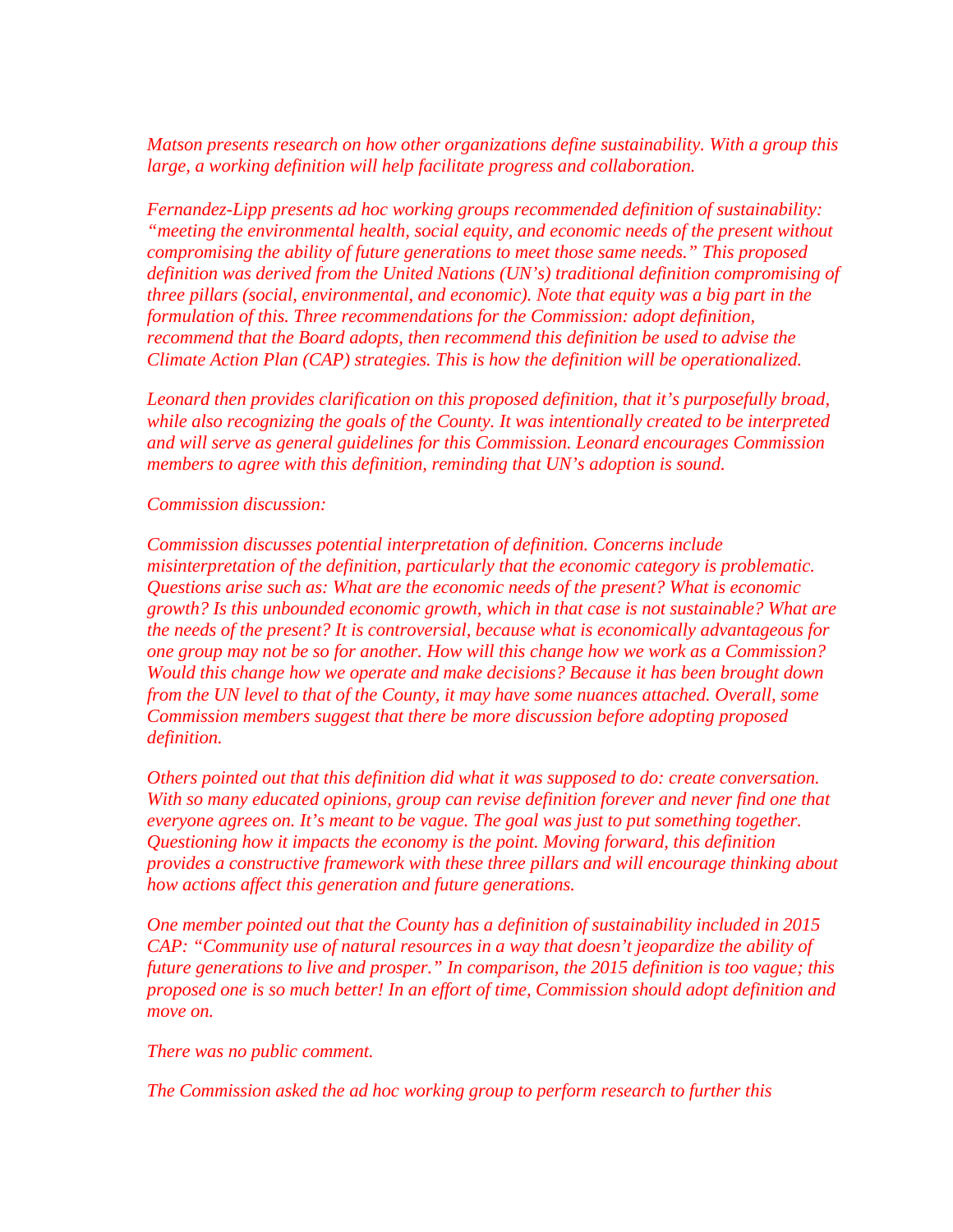*Matson presents research on how other organizations define sustainability. With a group this large, a working definition will help facilitate progress and collaboration.*

*Fernandez-Lipp presents ad hoc working groups recommended definition of sustainability: "meeting the environmental health, social equity, and economic needs of the present without compromising the ability of future generations to meet those same needs." This proposed definition was derived from the United Nations (UN's) traditional definition compromising of three pillars (social, environmental, and economic). Note that equity was a big part in the formulation of this. Three recommendations for the Commission: adopt definition, recommend that the Board adopts, then recommend this definition be used to advise the Climate Action Plan (CAP) strategies. This is how the definition will be operationalized.*

*Leonard then provides clarification on this proposed definition, that it's purposefully broad, while also recognizing the goals of the County. It was intentionally created to be interpreted and will serve as general guidelines for this Commission. Leonard encourages Commission members to agree with this definition, reminding that UN's adoption is sound.*

*Commission discussion:*

*Commission discusses potential interpretation of definition. Concerns include misinterpretation of the definition, particularly that the economic category is problematic. Questions arise such as: What are the economic needs of the present? What is economic growth? Is this unbounded economic growth, which in that case is not sustainable? What are the needs of the present? It is controversial, because what is economically advantageous for one group may not be so for another. How will this change how we work as a Commission? Would this change how we operate and make decisions? Because it has been brought down from the UN level to that of the County, it may have some nuances attached. Overall, some Commission members suggest that there be more discussion before adopting proposed definition.*

*Others pointed out that this definition did what it was supposed to do: create conversation. With so many educated opinions, group can revise definition forever and never find one that everyone agrees on. It's meant to be vague. The goal was just to put something together. Questioning how it impacts the economy is the point. Moving forward, this definition provides a constructive framework with these three pillars and will encourage thinking about how actions affect this generation and future generations.*

*One member pointed out that the County has a definition of sustainability included in 2015 CAP: "Community use of natural resources in a way that doesn't jeopardize the ability of future generations to live and prosper." In comparison, the 2015 definition is too vague; this proposed one is so much better! In an effort of time, Commission should adopt definition and move on.*

*There was no public comment.*

*The Commission asked the ad hoc working group to perform research to further this*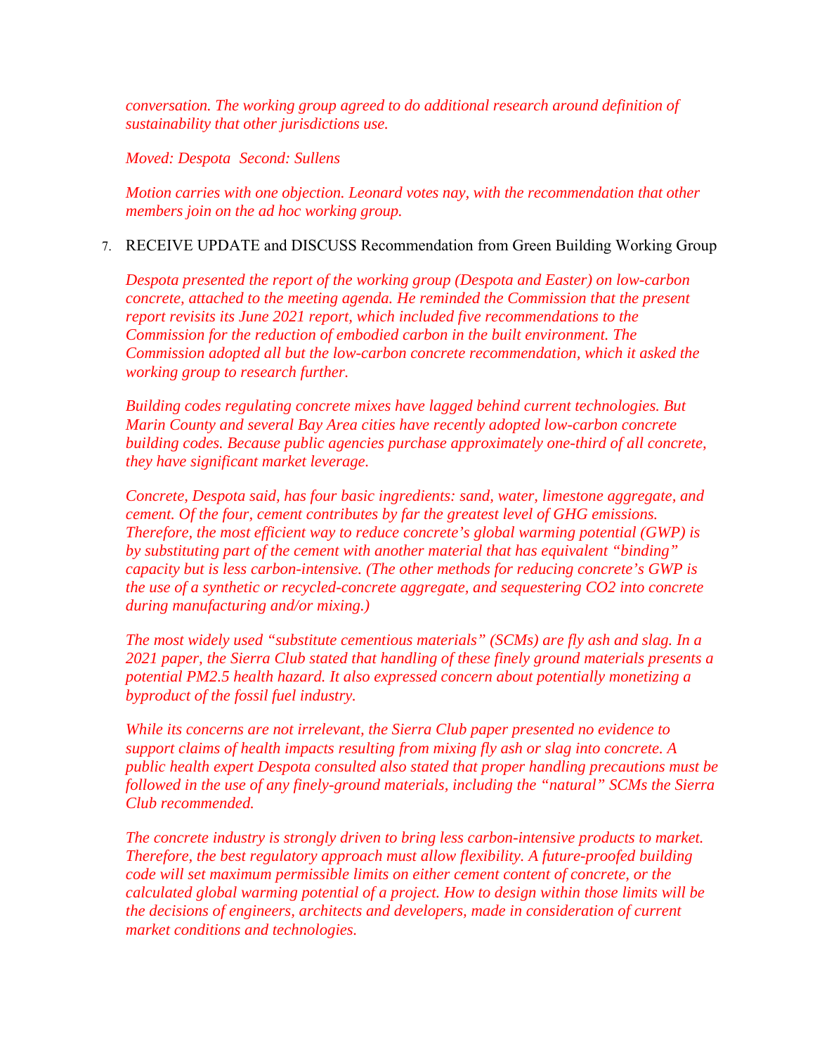*conversation. The working group agreed to do additional research around definition of sustainability that other jurisdictions use.*

*Moved: Despota  Second: Sullens*

*Motion carries with one objection. Leonard votes nay, with the recommendation that other members join on the ad hoc working group.*

7. RECEIVE UPDATE and DISCUSS Recommendation from Green Building Working Group

*Despota presented the report of the working group (Despota and Easter) on low-carbon concrete, attached to the meeting agenda. He reminded the Commission that the present report revisits its June 2021 report, which included five recommendations to the Commission for the reduction of embodied carbon in the built environment. The Commission adopted all but the low-carbon concrete recommendation, which it asked the working group to research further.*

*Building codes regulating concrete mixes have lagged behind current technologies. But Marin County and several Bay Area cities have recently adopted low-carbon concrete building codes. Because public agencies purchase approximately one-third of all concrete, they have significant market leverage.*

*Concrete, Despota said, has four basic ingredients: sand, water, limestone aggregate, and cement. Of the four, cement contributes by far the greatest level of GHG emissions. Therefore, the most efficient way to reduce concrete's global warming potential (GWP) is by substituting part of the cement with another material that has equivalent "binding" capacity but is less carbon-intensive. (The other methods for reducing concrete's GWP is the use of a synthetic or recycled-concrete aggregate, and sequestering CO2 into concrete during manufacturing and/or mixing.)*

*The most widely used "substitute cementious materials" (SCMs) are fly ash and slag. In a 2021 paper, the Sierra Club stated that handling of these finely ground materials presents a potential PM2.5 health hazard. It also expressed concern about potentially monetizing a byproduct of the fossil fuel industry.*

*While its concerns are not irrelevant, the Sierra Club paper presented no evidence to support claims of health impacts resulting from mixing fly ash or slag into concrete. A public health expert Despota consulted also stated that proper handling precautions must be followed in the use of any finely-ground materials, including the "natural" SCMs the Sierra Club recommended.*

*The concrete industry is strongly driven to bring less carbon-intensive products to market. Therefore, the best regulatory approach must allow flexibility. A future-proofed building code will set maximum permissible limits on either cement content of concrete, or the calculated global warming potential of a project. How to design within those limits will be the decisions of engineers, architects and developers, made in consideration of current market conditions and technologies.*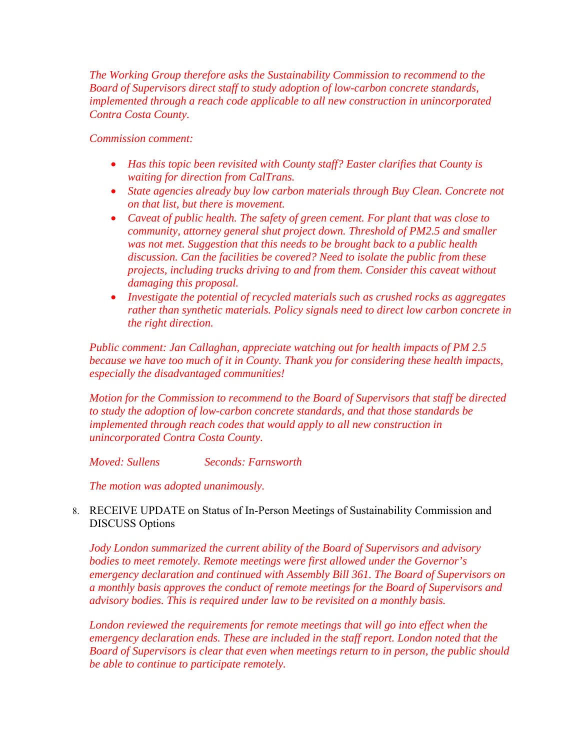*The Working Group therefore asks the Sustainability Commission to recommend to the Board of Supervisors direct staff to study adoption of low-carbon concrete standards, implemented through a reach code applicable to all new construction in unincorporated Contra Costa County.*

*Commission comment:*

- *Has this topic been revisited with County staff? Easter clarifies that County is waiting for direction from CalTrans.*
- *State agencies already buy low carbon materials through Buy Clean. Concrete not on that list, but there is movement.*
- *Caveat of public health. The safety of green cement. For plant that was close to community, attorney general shut project down. Threshold of PM2.5 and smaller was not met. Suggestion that this needs to be brought back to a public health discussion. Can the facilities be covered? Need to isolate the public from these projects, including trucks driving to and from them. Consider this caveat without damaging this proposal.*
- *Investigate the potential of recycled materials such as crushed rocks as aggregates rather than synthetic materials. Policy signals need to direct low carbon concrete in the right direction.*

*Public comment: Jan Callaghan, appreciate watching out for health impacts of PM 2.5 because we have too much of it in County. Thank you for considering these health impacts, especially the disadvantaged communities!*

*Motion for the Commission to recommend to the Board of Supervisors that staff be directed to study the adoption of low-carbon concrete standards, and that those standards be implemented through reach codes that would apply to all new construction in unincorporated Contra Costa County.*

*Moved: Sullens Seconds: Farnsworth*

*The motion was adopted unanimously.*

8. RECEIVE UPDATE on Status of In-Person Meetings of Sustainability Commission and DISCUSS Options

*Jody London summarized the current ability of the Board of Supervisors and advisory bodies to meet remotely. Remote meetings were first allowed under the Governor's emergency declaration and continued with Assembly Bill 361. The Board of Supervisors on a monthly basis approves the conduct of remote meetings for the Board of Supervisors and advisory bodies. This is required under law to be revisited on a monthly basis.*

*London reviewed the requirements for remote meetings that will go into effect when the emergency declaration ends. These are included in the staff report. London noted that the Board of Supervisors is clear that even when meetings return to in person, the public should be able to continue to participate remotely.*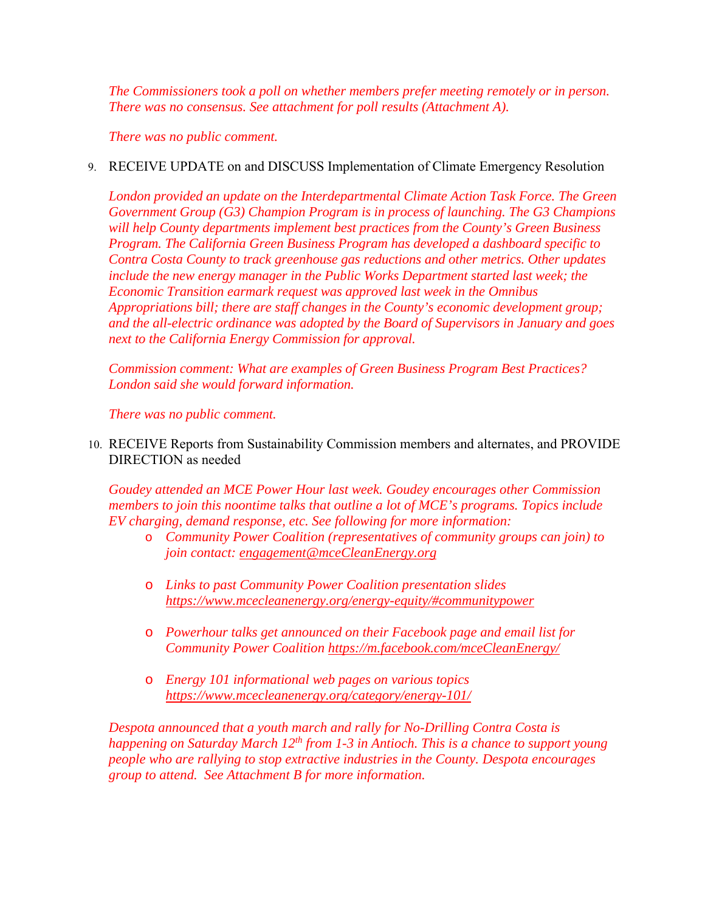*The Commissioners took a poll on whether members prefer meeting remotely or in person. There was no consensus. See attachment for poll results (Attachment A).*

*There was no public comment.*

9. RECEIVE UPDATE on and DISCUSS Implementation of Climate Emergency Resolution

   *London provided an update on the Interdepartmental Climate Action Task Force. The Green Government Group (G3) Champion Program is in process of launching. The G3 Champions will help County departments implement best practices from the County's Green Business Program. The California Green Business Program has developed a dashboard specific to Contra Costa County to track greenhouse gas reductions and other metrics. Other updates include the new energy manager in the Public Works Department started last week; the Economic Transition earmark request was approved last week in the Omnibus Appropriations bill; there are staff changes in the County's economic development group; and the all-electric ordinance was adopted by the Board of Supervisors in January and goes next to the California Energy Commission for approval.*

   *Commission comment: What are examples of Green Business Program Best Practices? London said she would forward information.*

   *There was no public comment.*

10. RECEIVE Reports from Sustainability Commission members and alternates, and PROVIDE DIRECTION as needed

    *Goudey attended an MCE Power Hour last week. Goudey encourages other Commission members to join this noontime talks that outline a lot of MCE's programs. Topics include EV charging, demand response, etc. See following for more information:*

    - *Community Power Coalition (representatives of community groups can join) to join contact: engagement@mceCleanEnergy.org*
    - *Links to past Community Power Coalition presentation slides https://www.mcecleanenergy.org/energy-equity/#communitypower*
    - *Powerhour talks get announced on their Facebook page and email list for Community Power Coalition https://m.facebook.com/mceCleanEnergy/*
    - *Energy 101 informational web pages on various topics https://www.mcecleanenergy.org/category/energy-101/*

    *Despota announced that a youth march and rally for No-Drilling Contra Costa is happening on Saturday March 12th from 1-3 in Antioch. This is a chance to support young people who are rallying to stop extractive industries in the County. Despota encourages group to attend. See Attachment B for more information.*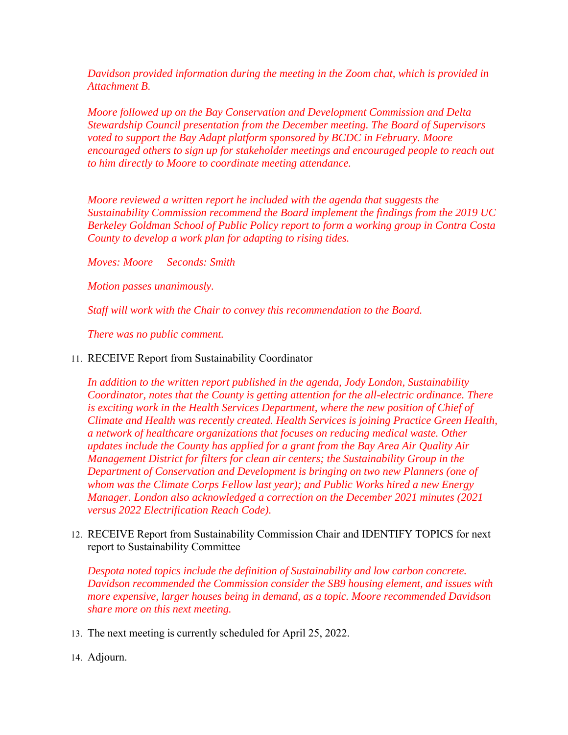*Davidson provided information during the meeting in the Zoom chat, which is provided in Attachment B.*

*Moore followed up on the Bay Conservation and Development Commission and Delta Stewardship Council presentation from the December meeting. The Board of Supervisors voted to support the Bay Adapt platform sponsored by BCDC in February. Moore encouraged others to sign up for stakeholder meetings and encouraged people to reach out to him directly to Moore to coordinate meeting attendance.*

*Moore reviewed a written report he included with the agenda that suggests the Sustainability Commission recommend the Board implement the findings from the 2019 UC Berkeley Goldman School of Public Policy report to form a working group in Contra Costa County to develop a work plan for adapting to rising tides.*

*Moves: Moore     Seconds: Smith*

*Motion passes unanimously.*

*Staff will work with the Chair to convey this recommendation to the Board.*

*There was no public comment.*

11. RECEIVE Report from Sustainability Coordinator

    *In addition to the written report published in the agenda, Jody London, Sustainability Coordinator, notes that the County is getting attention for the all-electric ordinance. There is exciting work in the Health Services Department, where the new position of Chief of Climate and Health was recently created. Health Services is joining Practice Green Health, a network of healthcare organizations that focuses on reducing medical waste. Other updates include the County has applied for a grant from the Bay Area Air Quality Air Management District for filters for clean air centers; the Sustainability Group in the Department of Conservation and Development is bringing on two new Planners (one of whom was the Climate Corps Fellow last year); and Public Works hired a new Energy Manager. London also acknowledged a correction on the December 2021 minutes (2021 versus 2022 Electrification Reach Code).*

12. RECEIVE Report from Sustainability Commission Chair and IDENTIFY TOPICS for next report to Sustainability Committee

    *Despota noted topics include the definition of Sustainability and low carbon concrete. Davidson recommended the Commission consider the SB9 housing element, and issues with more expensive, larger houses being in demand, as a topic. Moore recommended Davidson share more on this next meeting.*

13. The next meeting is currently scheduled for April 25, 2022.

14. Adjourn.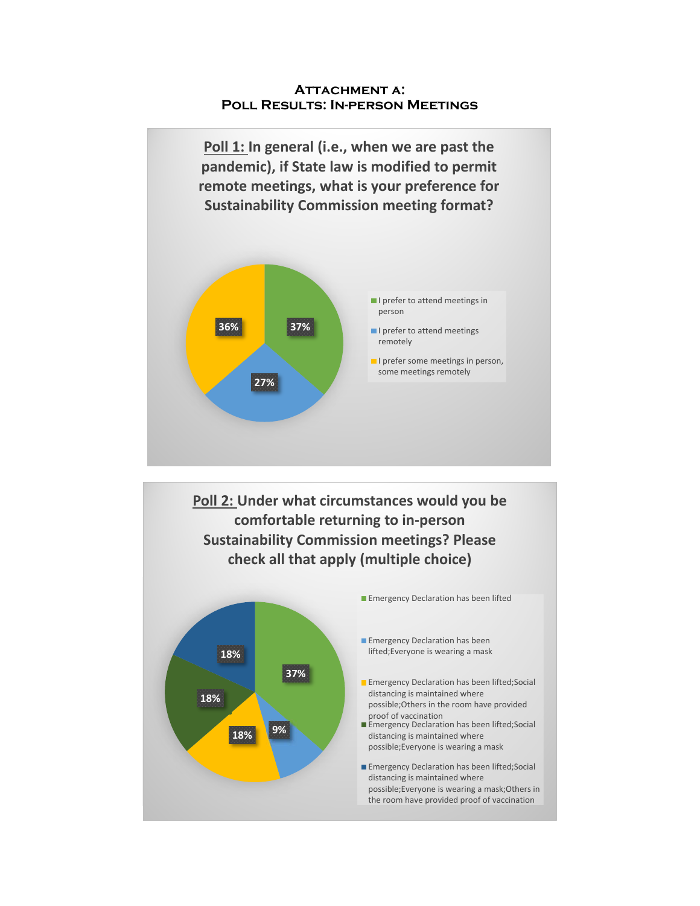# Attachment A:
# Poll Results: In-person Meetings

**Poll 1: In general (i.e., when we are past the pandemic), if State law is modified to permit remote meetings, what is your preference for Sustainability Commission meeting format?**

37%

27%

36%

- I prefer to attend meetings in person
- I prefer to attend meetings remotely
- I prefer some meetings in person, some meetings remotely

**Poll 2: Under what circumstances would you be comfortable returning to in-person Sustainability Commission meetings? Please check all that apply (multiple choice)**

37%

9%

18%

18%

18%

- Emergency Declaration has been lifted
- Emergency Declaration has been lifted;Everyone is wearing a mask
- Emergency Declaration has been lifted;Social distancing is maintained where possible;Others in the room have provided proof of vaccination
- Emergency Declaration has been lifted;Social distancing is maintained where possible;Everyone is wearing a mask
- Emergency Declaration has been lifted;Social distancing is maintained where possible;Everyone is wearing a mask;Others in the room have provided proof of vaccination